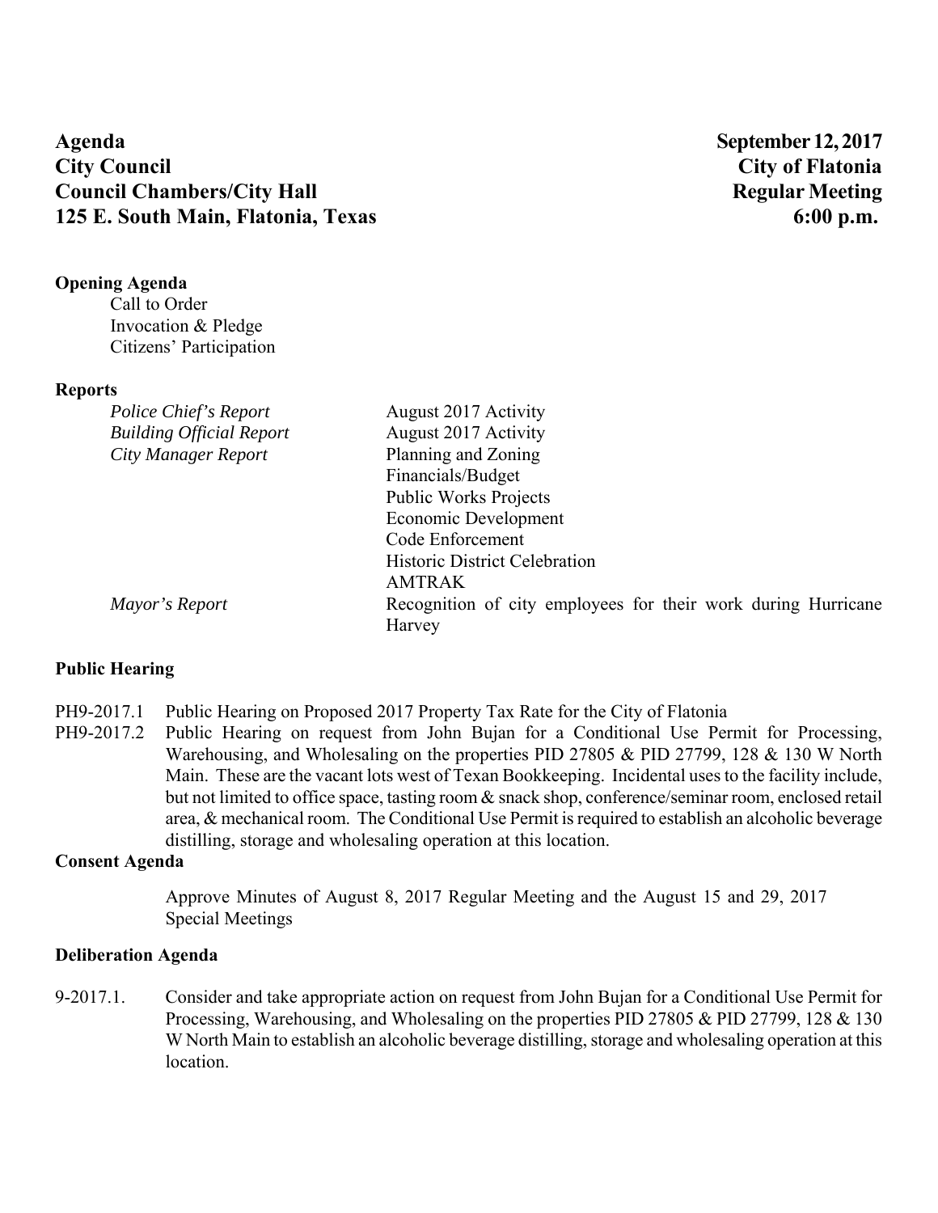**Agenda** — **September 12, 2017**
**City Council** — **City of Flatonia**
**Council Chambers/City Hall** — **Regular Meeting**
**125 E. South Main, Flatonia, Texas** — **6:00 p.m.**

## Opening Agenda

Call to Order
Invocation & Pledge
Citizens' Participation

## Reports

| | |
|---|---|
| *Police Chief's Report* | August 2017 Activity |
| *Building Official Report* | August 2017 Activity |
| *City Manager Report* | Planning and Zoning |
| | Financials/Budget |
| | Public Works Projects |
| | Economic Development |
| | Code Enforcement |
| | Historic District Celebration |
| | AMTRAK |
| *Mayor's Report* | Recognition of city employees for their work during Hurricane Harvey |

## Public Hearing

PH9-2017.1 Public Hearing on Proposed 2017 Property Tax Rate for the City of Flatonia

PH9-2017.2 Public Hearing on request from John Bujan for a Conditional Use Permit for Processing, Warehousing, and Wholesaling on the properties PID 27805 & PID 27799, 128 & 130 W North Main. These are the vacant lots west of Texan Bookkeeping. Incidental uses to the facility include, but not limited to office space, tasting room & snack shop, conference/seminar room, enclosed retail area, & mechanical room. The Conditional Use Permit is required to establish an alcoholic beverage distilling, storage and wholesaling operation at this location.

## Consent Agenda

Approve Minutes of August 8, 2017 Regular Meeting and the August 15 and 29, 2017 Special Meetings

## Deliberation Agenda

9-2017.1. Consider and take appropriate action on request from John Bujan for a Conditional Use Permit for Processing, Warehousing, and Wholesaling on the properties PID 27805 & PID 27799, 128 & 130 W North Main to establish an alcoholic beverage distilling, storage and wholesaling operation at this location.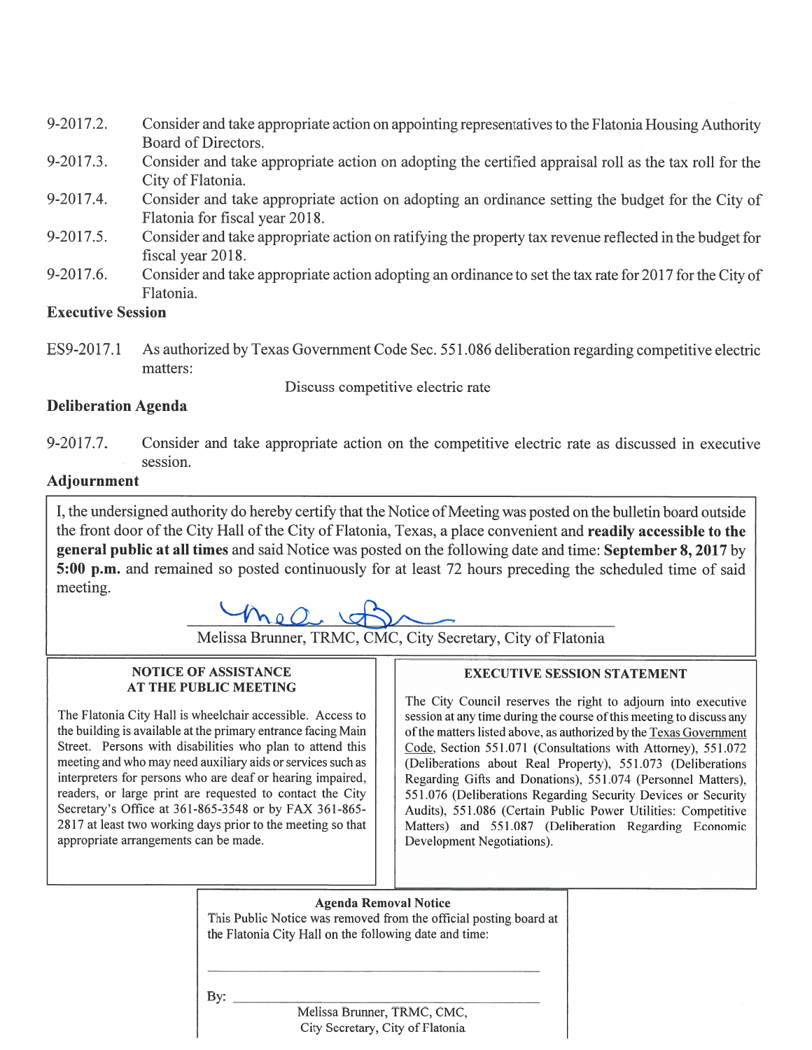9-2017.2. Consider and take appropriate action on appointing representatives to the Flatonia Housing Authority Board of Directors.

9-2017.3. Consider and take appropriate action on adopting the certified appraisal roll as the tax roll for the City of Flatonia.

9-2017.4. Consider and take appropriate action on adopting an ordinance setting the budget for the City of Flatonia for fiscal year 2018.

9-2017.5. Consider and take appropriate action on ratifying the property tax revenue reflected in the budget for fiscal year 2018.

9-2017.6. Consider and take appropriate action adopting an ordinance to set the tax rate for 2017 for the City of Flatonia.

**Executive Session**

ES9-2017.1 As authorized by Texas Government Code Sec. 551.086 deliberation regarding competitive electric matters:

Discuss competitive electric rate

**Deliberation Agenda**

9-2017.7. Consider and take appropriate action on the competitive electric rate as discussed in executive session.

**Adjournment**

I, the undersigned authority do hereby certify that the Notice of Meeting was posted on the bulletin board outside the front door of the City Hall of the City of Flatonia, Texas, a place convenient and **readily accessible to the general public at all times** and said Notice was posted on the following date and time: **September 8, 2017** by **5:00 p.m.** and remained so posted continuously for at least 72 hours preceding the scheduled time of said meeting.

Melissa Brunner, TRMC, CMC, City Secretary, City of Flatonia

**NOTICE OF ASSISTANCE AT THE PUBLIC MEETING**

The Flatonia City Hall is wheelchair accessible. Access to the building is available at the primary entrance facing Main Street. Persons with disabilities who plan to attend this meeting and who may need auxiliary aids or services such as interpreters for persons who are deaf or hearing impaired, readers, or large print are requested to contact the City Secretary's Office at 361-865-3548 or by FAX 361-865-2817 at least two working days prior to the meeting so that appropriate arrangements can be made.

**EXECUTIVE SESSION STATEMENT**

The City Council reserves the right to adjourn into executive session at any time during the course of this meeting to discuss any of the matters listed above, as authorized by the Texas Government Code, Section 551.071 (Consultations with Attorney), 551.072 (Deliberations about Real Property), 551.073 (Deliberations Regarding Gifts and Donations), 551.074 (Personnel Matters), 551.076 (Deliberations Regarding Security Devices or Security Audits), 551.086 (Certain Public Power Utilities: Competitive Matters) and 551.087 (Deliberation Regarding Economic Development Negotiations).

**Agenda Removal Notice**

This Public Notice was removed from the official posting board at the Flatonia City Hall on the following date and time:

______________________________

By: ______________________________

Melissa Brunner, TRMC, CMC,
City Secretary, City of Flatonia